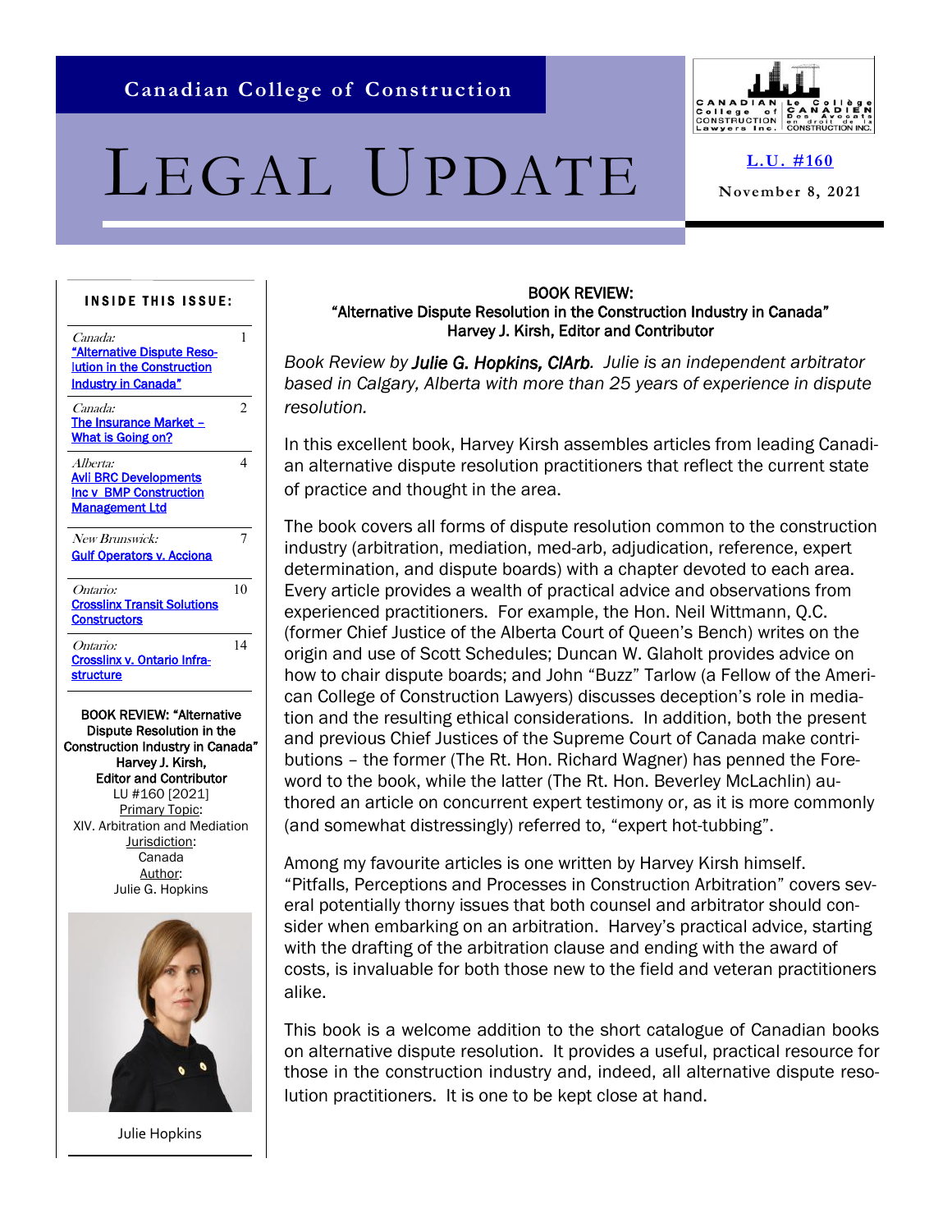Canadian College of Construction

# LEGAL UPDATE

L.U. #160

November 8, 2021

**INSIDE THIS ISSUE:**

| | |
|---|---|
| *Canada:* "Alternative Dispute Resolution in the Construction Industry in Canada" | 1 |
| *Canada:* The Insurance Market – What is Going on? | 2 |
| *Alberta:* Avli BRC Developments Inc v BMP Construction Management Ltd | 4 |
| *New Brunswick:* Gulf Operators v. Acciona | 7 |
| *Ontario:* Crosslinx Transit Solutions Constructors | 10 |
| *Ontario:* Crosslinx v. Ontario Infrastructure | 14 |

BOOK REVIEW: "Alternative Dispute Resolution in the Construction Industry in Canada"
Harvey J. Kirsh,
Editor and Contributor
LU #160 [2021]
Primary Topic: XIV. Arbitration and Mediation
Jurisdiction: Canada
Author: Julie G. Hopkins

Julie Hopkins

## BOOK REVIEW: "Alternative Dispute Resolution in the Construction Industry in Canada" Harvey J. Kirsh, Editor and Contributor

*Book Review by* ***Julie G. Hopkins, CIArb****. Julie is an independent arbitrator based in Calgary, Alberta with more than 25 years of experience in dispute resolution.*

In this excellent book, Harvey Kirsh assembles articles from leading Canadian alternative dispute resolution practitioners that reflect the current state of practice and thought in the area.

The book covers all forms of dispute resolution common to the construction industry (arbitration, mediation, med-arb, adjudication, reference, expert determination, and dispute boards) with a chapter devoted to each area. Every article provides a wealth of practical advice and observations from experienced practitioners. For example, the Hon. Neil Wittmann, Q.C. (former Chief Justice of the Alberta Court of Queen's Bench) writes on the origin and use of Scott Schedules; Duncan W. Glaholt provides advice on how to chair dispute boards; and John "Buzz" Tarlow (a Fellow of the American College of Construction Lawyers) discusses deception's role in mediation and the resulting ethical considerations. In addition, both the present and previous Chief Justices of the Supreme Court of Canada make contributions – the former (The Rt. Hon. Richard Wagner) has penned the Foreword to the book, while the latter (The Rt. Hon. Beverley McLachlin) authored an article on concurrent expert testimony or, as it is more commonly (and somewhat distressingly) referred to, "expert hot-tubbing".

Among my favourite articles is one written by Harvey Kirsh himself. "Pitfalls, Perceptions and Processes in Construction Arbitration" covers several potentially thorny issues that both counsel and arbitrator should consider when embarking on an arbitration. Harvey's practical advice, starting with the drafting of the arbitration clause and ending with the award of costs, is invaluable for both those new to the field and veteran practitioners alike.

This book is a welcome addition to the short catalogue of Canadian books on alternative dispute resolution. It provides a useful, practical resource for those in the construction industry and, indeed, all alternative dispute resolution practitioners. It is one to be kept close at hand.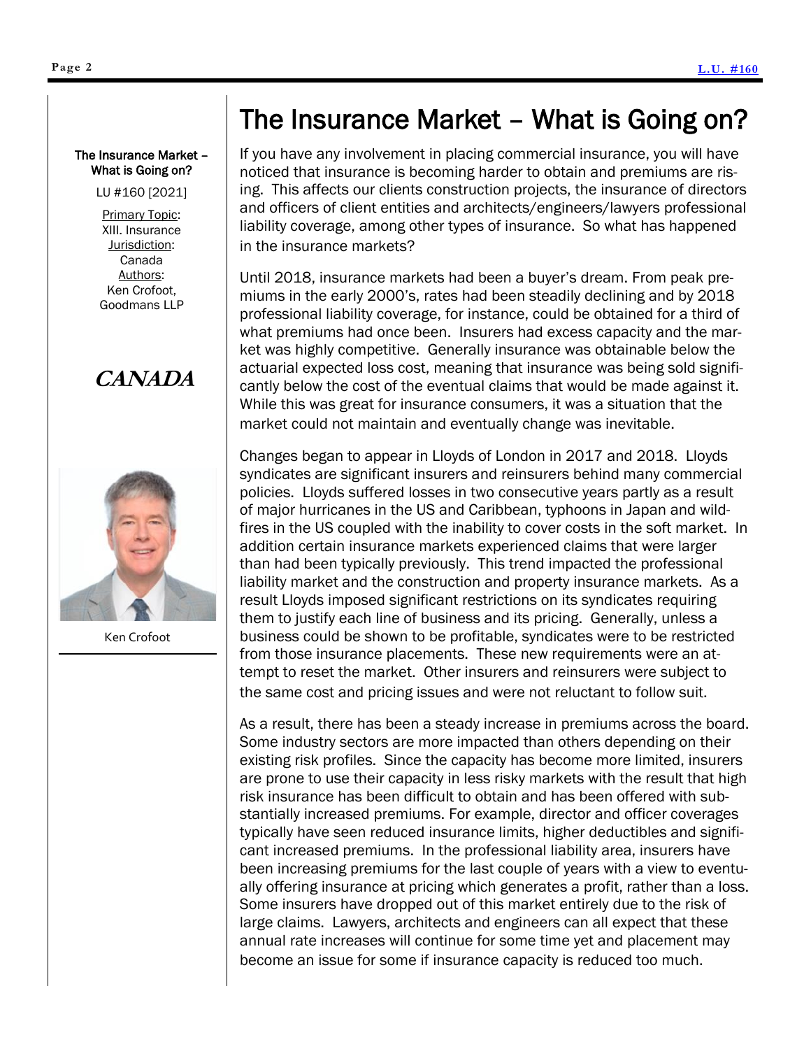The Insurance Market – What is Going on?

LU #160 [2021]

Primary Topic: XIII. Insurance
Jurisdiction: Canada
Authors: Ken Crofoot, Goodmans LLP

***CANADA***

Ken Crofoot

# The Insurance Market – What is Going on?

If you have any involvement in placing commercial insurance, you will have noticed that insurance is becoming harder to obtain and premiums are rising. This affects our clients construction projects, the insurance of directors and officers of client entities and architects/engineers/lawyers professional liability coverage, among other types of insurance. So what has happened in the insurance markets?

Until 2018, insurance markets had been a buyer's dream. From peak premiums in the early 2000's, rates had been steadily declining and by 2018 professional liability coverage, for instance, could be obtained for a third of what premiums had once been. Insurers had excess capacity and the market was highly competitive. Generally insurance was obtainable below the actuarial expected loss cost, meaning that insurance was being sold significantly below the cost of the eventual claims that would be made against it. While this was great for insurance consumers, it was a situation that the market could not maintain and eventually change was inevitable.

Changes began to appear in Lloyds of London in 2017 and 2018. Lloyds syndicates are significant insurers and reinsurers behind many commercial policies. Lloyds suffered losses in two consecutive years partly as a result of major hurricanes in the US and Caribbean, typhoons in Japan and wildfires in the US coupled with the inability to cover costs in the soft market. In addition certain insurance markets experienced claims that were larger than had been typically previously. This trend impacted the professional liability market and the construction and property insurance markets. As a result Lloyds imposed significant restrictions on its syndicates requiring them to justify each line of business and its pricing. Generally, unless a business could be shown to be profitable, syndicates were to be restricted from those insurance placements. These new requirements were an attempt to reset the market. Other insurers and reinsurers were subject to the same cost and pricing issues and were not reluctant to follow suit.

As a result, there has been a steady increase in premiums across the board. Some industry sectors are more impacted than others depending on their existing risk profiles. Since the capacity has become more limited, insurers are prone to use their capacity in less risky markets with the result that high risk insurance has been difficult to obtain and has been offered with substantially increased premiums. For example, director and officer coverages typically have seen reduced insurance limits, higher deductibles and significant increased premiums. In the professional liability area, insurers have been increasing premiums for the last couple of years with a view to eventually offering insurance at pricing which generates a profit, rather than a loss. Some insurers have dropped out of this market entirely due to the risk of large claims. Lawyers, architects and engineers can all expect that these annual rate increases will continue for some time yet and placement may become an issue for some if insurance capacity is reduced too much.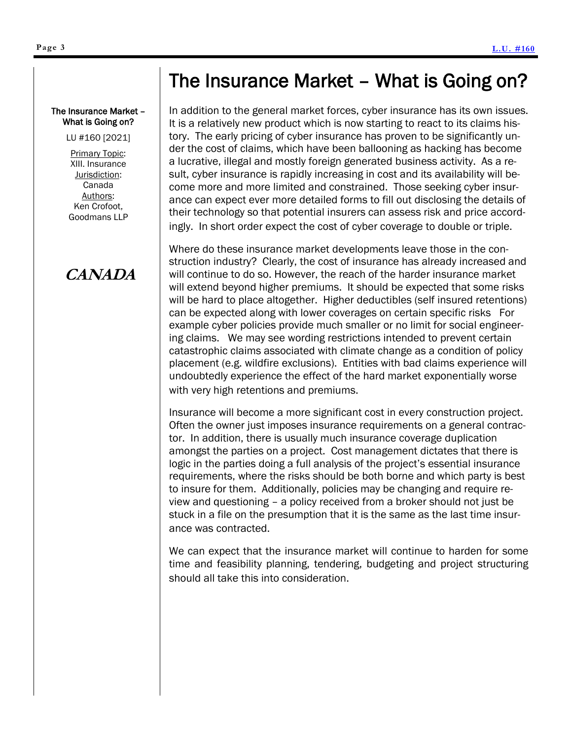The Insurance Market – What is Going on?

LU #160 [2021]

Primary Topic: XIII. Insurance
Jurisdiction: Canada
Authors: Ken Crofoot, Goodmans LLP

***CANADA***

# The Insurance Market – What is Going on?

In addition to the general market forces, cyber insurance has its own issues. It is a relatively new product which is now starting to react to its claims history. The early pricing of cyber insurance has proven to be significantly under the cost of claims, which have been ballooning as hacking has become a lucrative, illegal and mostly foreign generated business activity. As a result, cyber insurance is rapidly increasing in cost and its availability will become more and more limited and constrained. Those seeking cyber insurance can expect ever more detailed forms to fill out disclosing the details of their technology so that potential insurers can assess risk and price accordingly. In short order expect the cost of cyber coverage to double or triple.

Where do these insurance market developments leave those in the construction industry? Clearly, the cost of insurance has already increased and will continue to do so. However, the reach of the harder insurance market will extend beyond higher premiums. It should be expected that some risks will be hard to place altogether. Higher deductibles (self insured retentions) can be expected along with lower coverages on certain specific risks For example cyber policies provide much smaller or no limit for social engineering claims. We may see wording restrictions intended to prevent certain catastrophic claims associated with climate change as a condition of policy placement (e.g. wildfire exclusions). Entities with bad claims experience will undoubtedly experience the effect of the hard market exponentially worse with very high retentions and premiums.

Insurance will become a more significant cost in every construction project. Often the owner just imposes insurance requirements on a general contractor. In addition, there is usually much insurance coverage duplication amongst the parties on a project. Cost management dictates that there is logic in the parties doing a full analysis of the project's essential insurance requirements, where the risks should be both borne and which party is best to insure for them. Additionally, policies may be changing and require review and questioning – a policy received from a broker should not just be stuck in a file on the presumption that it is the same as the last time insurance was contracted.

We can expect that the insurance market will continue to harden for some time and feasibility planning, tendering, budgeting and project structuring should all take this into consideration.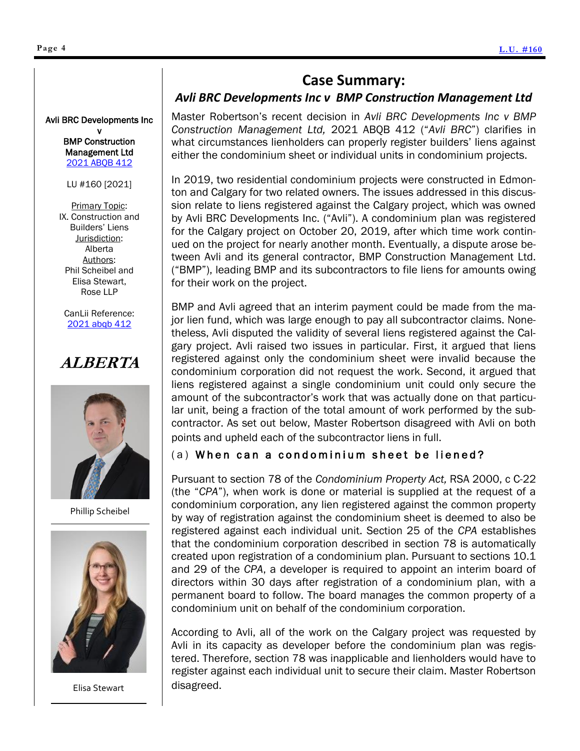Avli BRC Developments Inc v BMP Construction Management Ltd
2021 ABQB 412

LU #160 [2021]

Primary Topic: IX. Construction and Builders' Liens
Jurisdiction: Alberta
Authors: Phil Scheibel and Elisa Stewart, Rose LLP

CanLii Reference: 2021 abqb 412

**ALBERTA**

Phillip Scheibel

Elisa Stewart

## Case Summary:

### *Avli BRC Developments Inc v BMP Construction Management Ltd*

Master Robertson's recent decision in *Avli BRC Developments Inc v BMP Construction Management Ltd,* 2021 ABQB 412 ("*Avli BRC*") clarifies in what circumstances lienholders can properly register builders' liens against either the condominium sheet or individual units in condominium projects.

In 2019, two residential condominium projects were constructed in Edmonton and Calgary for two related owners. The issues addressed in this discussion relate to liens registered against the Calgary project, which was owned by Avli BRC Developments Inc. ("Avli"). A condominium plan was registered for the Calgary project on October 20, 2019, after which time work continued on the project for nearly another month. Eventually, a dispute arose between Avli and its general contractor, BMP Construction Management Ltd. ("BMP"), leading BMP and its subcontractors to file liens for amounts owing for their work on the project.

BMP and Avli agreed that an interim payment could be made from the major lien fund, which was large enough to pay all subcontractor claims. Nonetheless, Avli disputed the validity of several liens registered against the Calgary project. Avli raised two issues in particular. First, it argued that liens registered against only the condominium sheet were invalid because the condominium corporation did not request the work. Second, it argued that liens registered against a single condominium unit could only secure the amount of the subcontractor's work that was actually done on that particular unit, being a fraction of the total amount of work performed by the subcontractor. As set out below, Master Robertson disagreed with Avli on both points and upheld each of the subcontractor liens in full.

### (a) When can a condominium sheet be liened?

Pursuant to section 78 of the *Condominium Property Act,* RSA 2000, c C-22 (the "*CPA*"), when work is done or material is supplied at the request of a condominium corporation, any lien registered against the common property by way of registration against the condominium sheet is deemed to also be registered against each individual unit. Section 25 of the *CPA* establishes that the condominium corporation described in section 78 is automatically created upon registration of a condominium plan. Pursuant to sections 10.1 and 29 of the *CPA*, a developer is required to appoint an interim board of directors within 30 days after registration of a condominium plan, with a permanent board to follow. The board manages the common property of a condominium unit on behalf of the condominium corporation.

According to Avli, all of the work on the Calgary project was requested by Avli in its capacity as developer before the condominium plan was registered. Therefore, section 78 was inapplicable and lienholders would have to register against each individual unit to secure their claim. Master Robertson disagreed.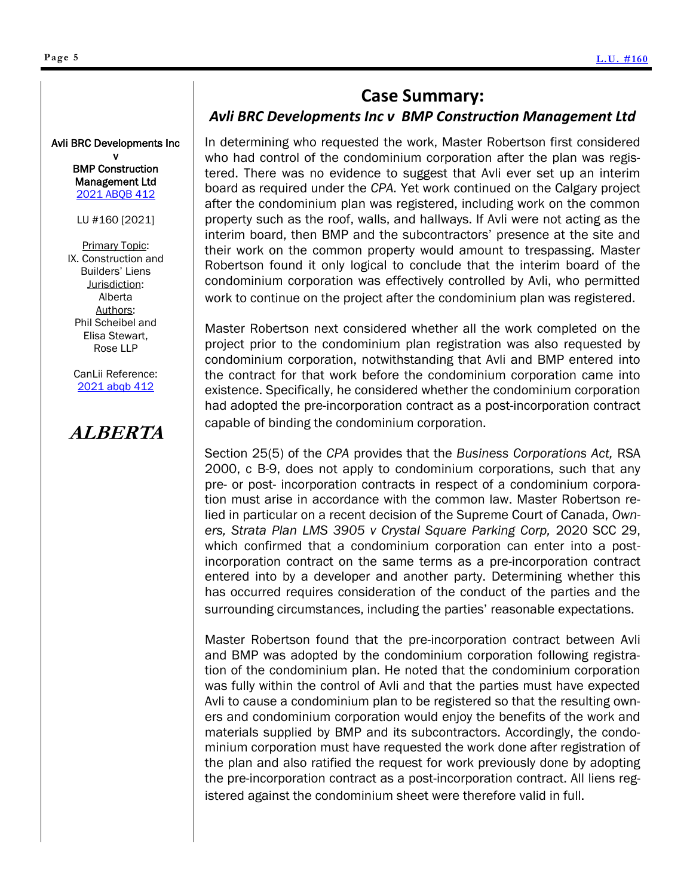## Case Summary:

### *Avli BRC Developments Inc v BMP Construction Management Ltd*

**Avli BRC Developments Inc v BMP Construction Management Ltd**
[2021 ABQB 412]

LU #160 [2021]

Primary Topic: IX. Construction and Builders' Liens
Jurisdiction: Alberta
Authors: Phil Scheibel and Elisa Stewart, Rose LLP

CanLii Reference: [2021 abqb 412]

***ALBERTA***

In determining who requested the work, Master Robertson first considered who had control of the condominium corporation after the plan was registered. There was no evidence to suggest that Avli ever set up an interim board as required under the *CPA.* Yet work continued on the Calgary project after the condominium plan was registered, including work on the common property such as the roof, walls, and hallways. If Avli were not acting as the interim board, then BMP and the subcontractors' presence at the site and their work on the common property would amount to trespassing. Master Robertson found it only logical to conclude that the interim board of the condominium corporation was effectively controlled by Avli, who permitted work to continue on the project after the condominium plan was registered.

Master Robertson next considered whether all the work completed on the project prior to the condominium plan registration was also requested by condominium corporation, notwithstanding that Avli and BMP entered into the contract for that work before the condominium corporation came into existence. Specifically, he considered whether the condominium corporation had adopted the pre-incorporation contract as a post-incorporation contract capable of binding the condominium corporation.

Section 25(5) of the *CPA* provides that the *Business Corporations Act,* RSA 2000, c B-9, does not apply to condominium corporations, such that any pre- or post- incorporation contracts in respect of a condominium corporation must arise in accordance with the common law. Master Robertson relied in particular on a recent decision of the Supreme Court of Canada, *Owners, Strata Plan LMS 3905 v Crystal Square Parking Corp,* 2020 SCC 29, which confirmed that a condominium corporation can enter into a post-incorporation contract on the same terms as a pre-incorporation contract entered into by a developer and another party. Determining whether this has occurred requires consideration of the conduct of the parties and the surrounding circumstances, including the parties' reasonable expectations.

Master Robertson found that the pre-incorporation contract between Avli and BMP was adopted by the condominium corporation following registration of the condominium plan. He noted that the condominium corporation was fully within the control of Avli and that the parties must have expected Avli to cause a condominium plan to be registered so that the resulting owners and condominium corporation would enjoy the benefits of the work and materials supplied by BMP and its subcontractors. Accordingly, the condominium corporation must have requested the work done after registration of the plan and also ratified the request for work previously done by adopting the pre-incorporation contract as a post-incorporation contract. All liens registered against the condominium sheet were therefore valid in full.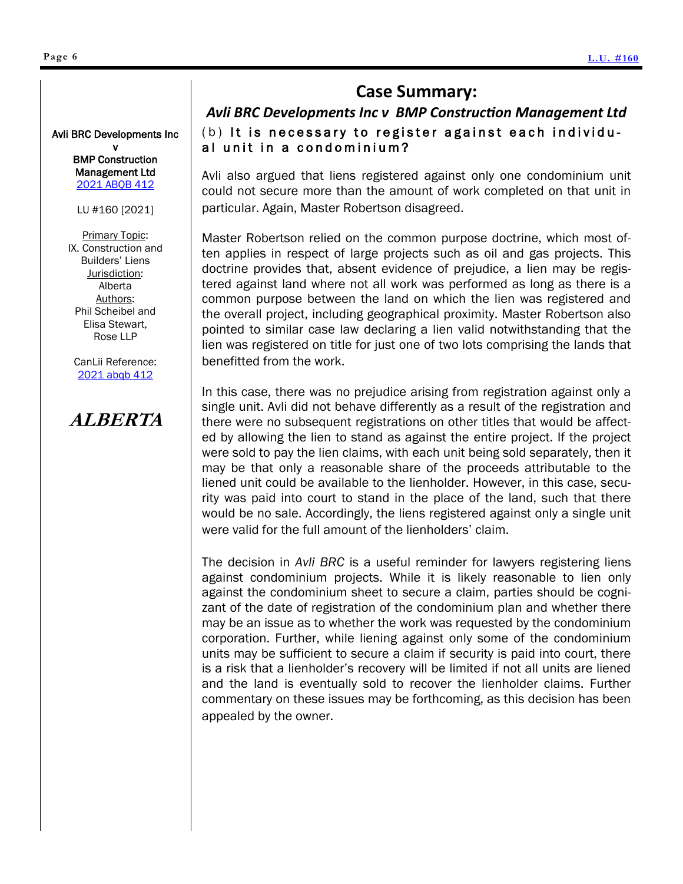Avli BRC Developments Inc v BMP Construction Management Ltd
[2021 ABQB 412]

LU #160 [2021]

Primary Topic: IX. Construction and Builders' Liens
Jurisdiction: Alberta
Authors: Phil Scheibel and Elisa Stewart, Rose LLP

CanLii Reference: [2021 abqb 412]

***ALBERTA***

## Case Summary:

### *Avli BRC Developments Inc v BMP Construction Management Ltd*

(b) **It is necessary to register against each individual unit in a condominium?**

Avli also argued that liens registered against only one condominium unit could not secure more than the amount of work completed on that unit in particular. Again, Master Robertson disagreed.

Master Robertson relied on the common purpose doctrine, which most often applies in respect of large projects such as oil and gas projects. This doctrine provides that, absent evidence of prejudice, a lien may be registered against land where not all work was performed as long as there is a common purpose between the land on which the lien was registered and the overall project, including geographical proximity. Master Robertson also pointed to similar case law declaring a lien valid notwithstanding that the lien was registered on title for just one of two lots comprising the lands that benefitted from the work.

In this case, there was no prejudice arising from registration against only a single unit. Avli did not behave differently as a result of the registration and there were no subsequent registrations on other titles that would be affected by allowing the lien to stand as against the entire project. If the project were sold to pay the lien claims, with each unit being sold separately, then it may be that only a reasonable share of the proceeds attributable to the liened unit could be available to the lienholder. However, in this case, security was paid into court to stand in the place of the land, such that there would be no sale. Accordingly, the liens registered against only a single unit were valid for the full amount of the lienholders' claim.

The decision in *Avli BRC* is a useful reminder for lawyers registering liens against condominium projects. While it is likely reasonable to lien only against the condominium sheet to secure a claim, parties should be cognizant of the date of registration of the condominium plan and whether there may be an issue as to whether the work was requested by the condominium corporation. Further, while liening against only some of the condominium units may be sufficient to secure a claim if security is paid into court, there is a risk that a lienholder's recovery will be limited if not all units are liened and the land is eventually sold to recover the lienholder claims. Further commentary on these issues may be forthcoming, as this decision has been appealed by the owner.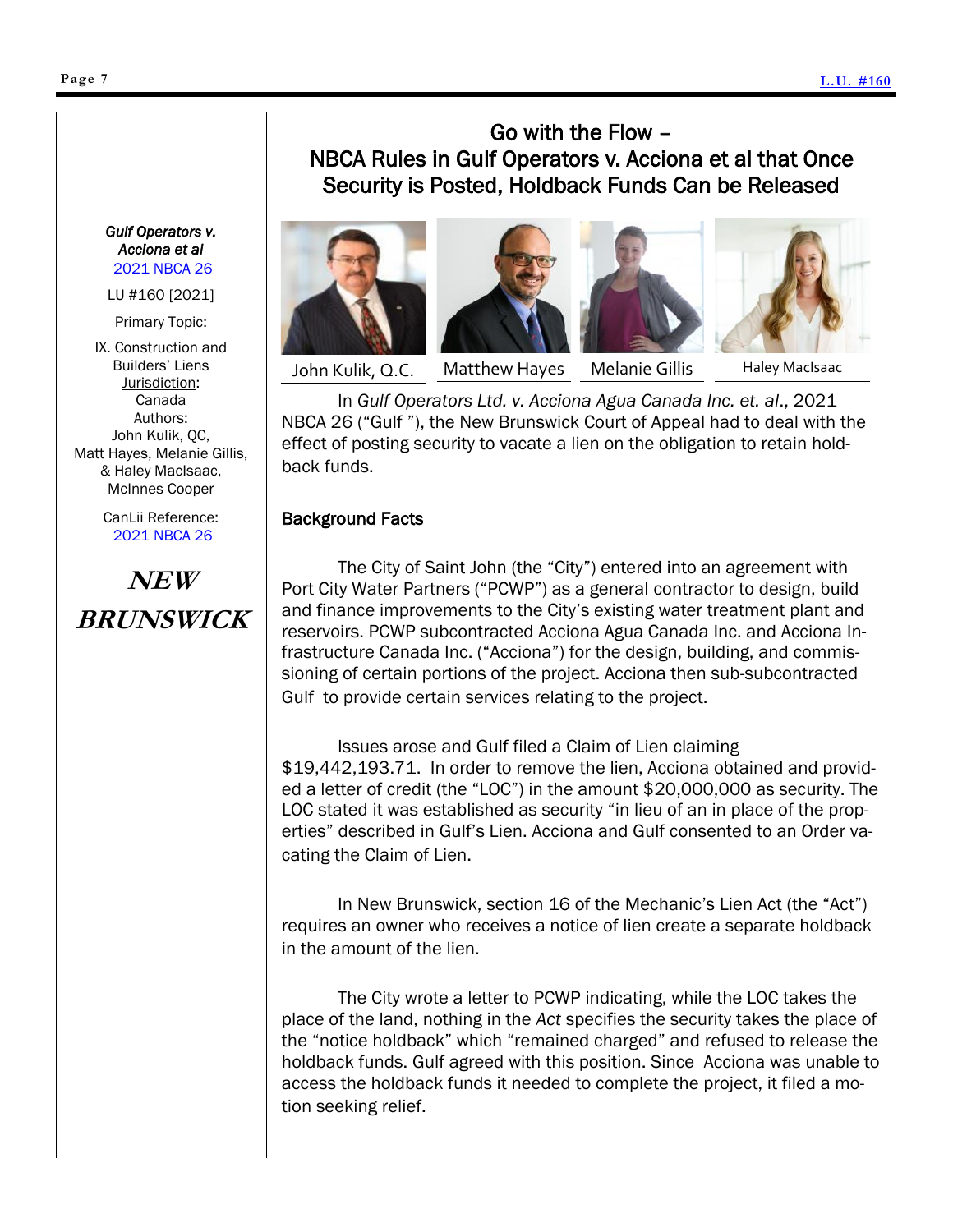# Go with the Flow – NBCA Rules in Gulf Operators v. Acciona et al that Once Security is Posted, Holdback Funds Can be Released

*Gulf Operators v. Acciona et al*
2021 NBCA 26

LU #160 [2021]

Primary Topic:
IX. Construction and Builders' Liens

Jurisdiction:
Canada

Authors:
John Kulik, QC, Matt Hayes, Melanie Gillis, & Haley MacIsaac, McInnes Cooper

CanLii Reference:
2021 NBCA 26

**NEW BRUNSWICK**

John Kulik, Q.C. | Matthew Hayes | Melanie Gillis | Haley MacIsaac

In *Gulf Operators Ltd. v. Acciona Agua Canada Inc. et. al*., 2021 NBCA 26 ("Gulf "), the New Brunswick Court of Appeal had to deal with the effect of posting security to vacate a lien on the obligation to retain holdback funds.

## Background Facts

The City of Saint John (the "City") entered into an agreement with Port City Water Partners ("PCWP") as a general contractor to design, build and finance improvements to the City's existing water treatment plant and reservoirs. PCWP subcontracted Acciona Agua Canada Inc. and Acciona Infrastructure Canada Inc. ("Acciona") for the design, building, and commissioning of certain portions of the project. Acciona then sub-subcontracted Gulf to provide certain services relating to the project.

Issues arose and Gulf filed a Claim of Lien claiming $19,442,193.71. In order to remove the lien, Acciona obtained and provided a letter of credit (the "LOC") in the amount $20,000,000 as security. The LOC stated it was established as security "in lieu of an in place of the properties" described in Gulf's Lien. Acciona and Gulf consented to an Order vacating the Claim of Lien.

In New Brunswick, section 16 of the Mechanic's Lien Act (the "Act") requires an owner who receives a notice of lien create a separate holdback in the amount of the lien.

The City wrote a letter to PCWP indicating, while the LOC takes the place of the land, nothing in the *Act* specifies the security takes the place of the "notice holdback" which "remained charged" and refused to release the holdback funds. Gulf agreed with this position. Since Acciona was unable to access the holdback funds it needed to complete the project, it filed a motion seeking relief.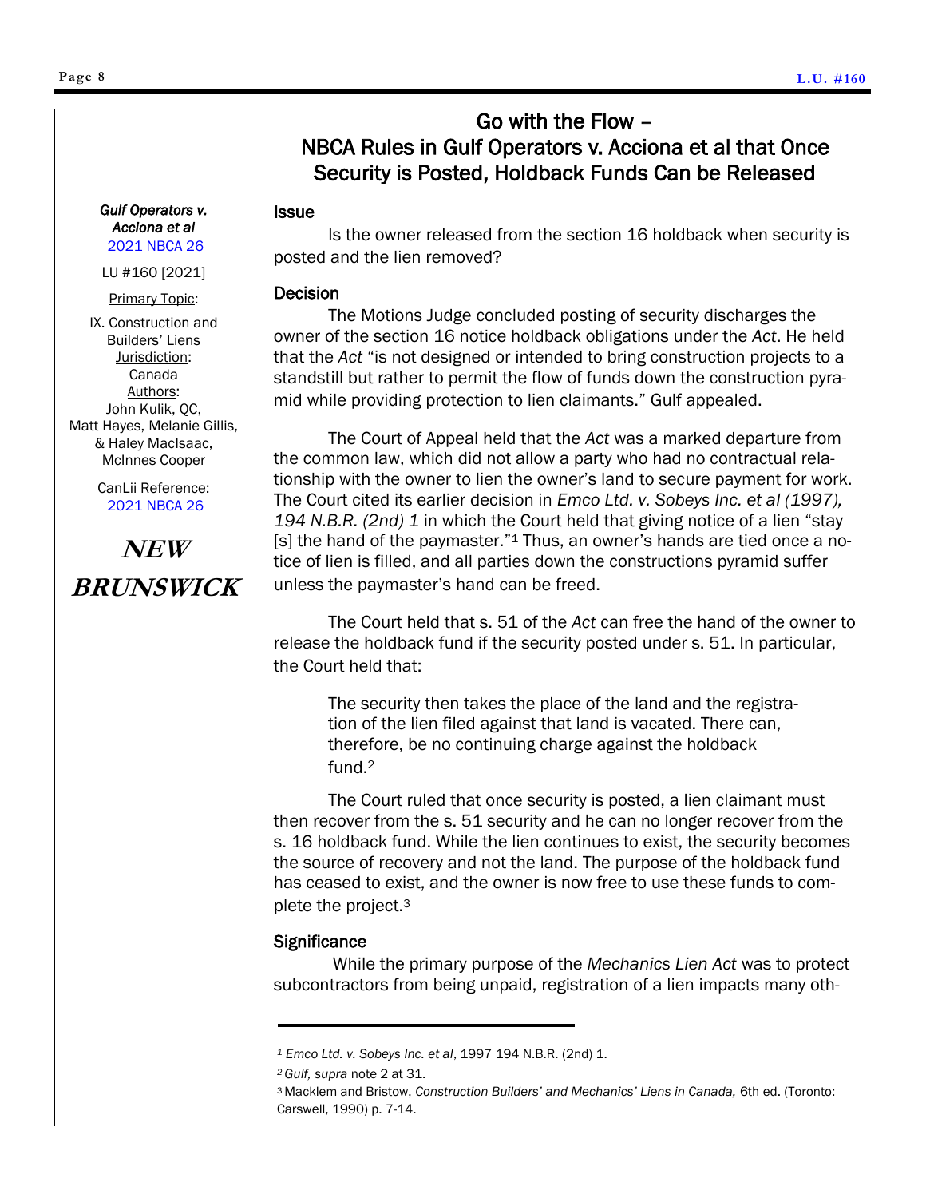# Go with the Flow – NBCA Rules in Gulf Operators v. Acciona et al that Once Security is Posted, Holdback Funds Can be Released

***Gulf Operators v. Acciona et al***
2021 NBCA 26

LU #160 [2021]

Primary Topic:

IX. Construction and Builders' Liens

Jurisdiction:
Canada

Authors:
John Kulik, QC, Matt Hayes, Melanie Gillis, & Haley MacIsaac, McInnes Cooper

CanLii Reference:
2021 NBCA 26

**NEW BRUNSWICK**

## Issue

Is the owner released from the section 16 holdback when security is posted and the lien removed?

## Decision

The Motions Judge concluded posting of security discharges the owner of the section 16 notice holdback obligations under the *Act*. He held that the *Act* "is not designed or intended to bring construction projects to a standstill but rather to permit the flow of funds down the construction pyramid while providing protection to lien claimants." Gulf appealed.

The Court of Appeal held that the *Act* was a marked departure from the common law, which did not allow a party who had no contractual relationship with the owner to lien the owner's land to secure payment for work. The Court cited its earlier decision in *Emco Ltd. v. Sobeys Inc. et al (1997), 194 N.B.R. (2nd) 1* in which the Court held that giving notice of a lien "stay [s] the hand of the paymaster."[1] Thus, an owner's hands are tied once a notice of lien is filled, and all parties down the constructions pyramid suffer unless the paymaster's hand can be freed.

The Court held that s. 51 of the *Act* can free the hand of the owner to release the holdback fund if the security posted under s. 51. In particular, the Court held that:

> The security then takes the place of the land and the registration of the lien filed against that land is vacated. There can, therefore, be no continuing charge against the holdback fund.[2]

The Court ruled that once security is posted, a lien claimant must then recover from the s. 51 security and he can no longer recover from the s. 16 holdback fund. While the lien continues to exist, the security becomes the source of recovery and not the land. The purpose of the holdback fund has ceased to exist, and the owner is now free to use these funds to complete the project.[3]

## Significance

While the primary purpose of the *Mechanics Lien Act* was to protect subcontractors from being unpaid, registration of a lien impacts many oth-

---

[1] *Emco Ltd. v. Sobeys Inc. et al*, 1997 194 N.B.R. (2nd) 1.

[2] *Gulf, supra* note 2 at 31.

[3] Macklem and Bristow, *Construction Builders' and Mechanics' Liens in Canada,* 6th ed. (Toronto: Carswell, 1990) p. 7-14.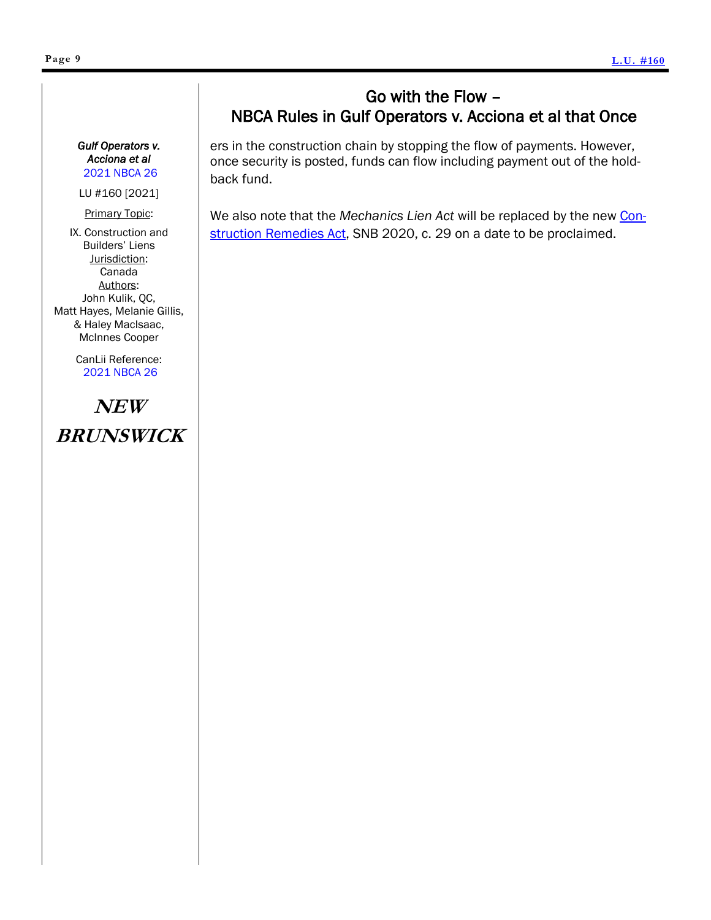## Go with the Flow – NBCA Rules in Gulf Operators v. Acciona et al that Once

*Gulf Operators v. Acciona et al*
2021 NBCA 26

LU #160 [2021]

Primary Topic:

IX. Construction and Builders' Liens

Jurisdiction:
Canada

Authors:
John Kulik, QC, Matt Hayes, Melanie Gillis, & Haley MacIsaac, McInnes Cooper

CanLii Reference:
2021 NBCA 26

**NEW BRUNSWICK**

ers in the construction chain by stopping the flow of payments. However, once security is posted, funds can flow including payment out of the holdback fund.

We also note that the *Mechanics Lien Act* will be replaced by the new Construction Remedies Act, SNB 2020, c. 29 on a date to be proclaimed.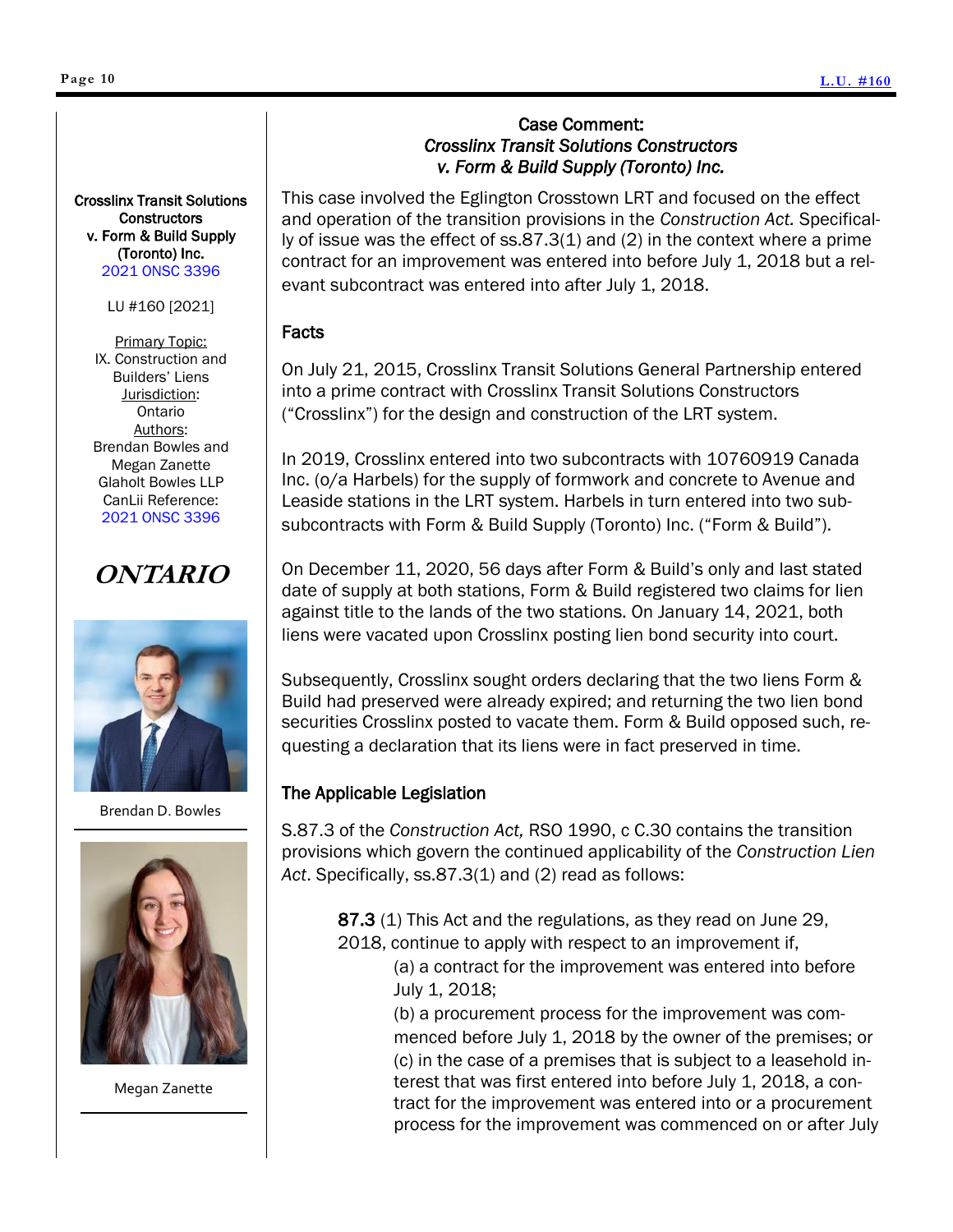**Crosslinx Transit Solutions Constructors v. Form & Build Supply (Toronto) Inc.**
2021 ONSC 3396

LU #160 [2021]

Primary Topic:
IX. Construction and Builders' Liens
Jurisdiction:
Ontario
Authors:
Brendan Bowles and Megan Zanette
Glaholt Bowles LLP
CanLii Reference:
2021 ONSC 3396

**ONTARIO**

Brendan D. Bowles

Megan Zanette

## Case Comment: *Crosslinx Transit Solutions Constructors v. Form & Build Supply (Toronto) Inc.*

This case involved the Eglington Crosstown LRT and focused on the effect and operation of the transition provisions in the *Construction Act.* Specifically of issue was the effect of ss.87.3(1) and (2) in the context where a prime contract for an improvement was entered into before July 1, 2018 but a relevant subcontract was entered into after July 1, 2018.

### Facts

On July 21, 2015, Crosslinx Transit Solutions General Partnership entered into a prime contract with Crosslinx Transit Solutions Constructors ("Crosslinx") for the design and construction of the LRT system.

In 2019, Crosslinx entered into two subcontracts with 10760919 Canada Inc. (o/a Harbels) for the supply of formwork and concrete to Avenue and Leaside stations in the LRT system. Harbels in turn entered into two sub-subcontracts with Form & Build Supply (Toronto) Inc. ("Form & Build").

On December 11, 2020, 56 days after Form & Build's only and last stated date of supply at both stations, Form & Build registered two claims for lien against title to the lands of the two stations. On January 14, 2021, both liens were vacated upon Crosslinx posting lien bond security into court.

Subsequently, Crosslinx sought orders declaring that the two liens Form & Build had preserved were already expired; and returning the two lien bond securities Crosslinx posted to vacate them. Form & Build opposed such, requesting a declaration that its liens were in fact preserved in time.

### The Applicable Legislation

S.87.3 of the *Construction Act,* RSO 1990, c C.30 contains the transition provisions which govern the continued applicability of the *Construction Lien Act*. Specifically, ss.87.3(1) and (2) read as follows:

> **87.3** (1) This Act and the regulations, as they read on June 29, 2018, continue to apply with respect to an improvement if,
>
> (a) a contract for the improvement was entered into before July 1, 2018;
>
> (b) a procurement process for the improvement was commenced before July 1, 2018 by the owner of the premises; or
>
> (c) in the case of a premises that is subject to a leasehold interest that was first entered into before July 1, 2018, a contract for the improvement was entered into or a procurement process for the improvement was commenced on or after July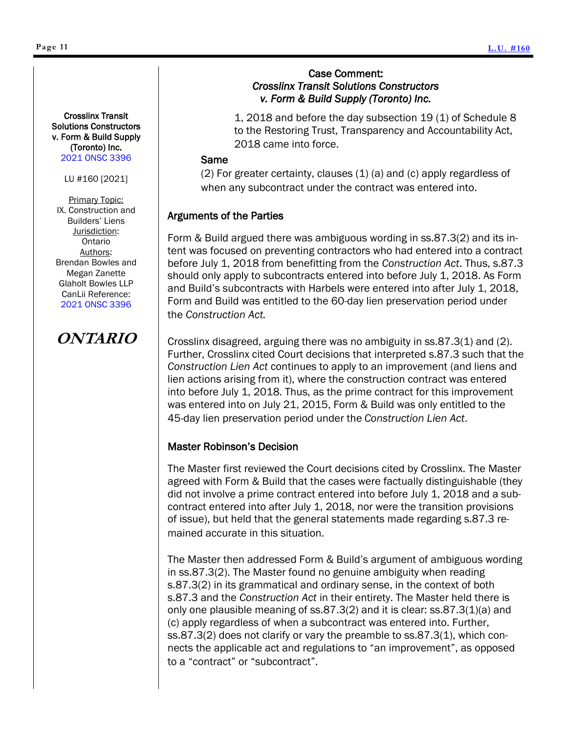Crosslinx Transit Solutions Constructors v. Form & Build Supply (Toronto) Inc.
2021 ONSC 3396

LU #160 [2021]

Primary Topic:
IX. Construction and Builders' Liens
Jurisdiction:
Ontario
Authors:
Brendan Bowles and Megan Zanette
Glaholt Bowles LLP
CanLii Reference:
2021 ONSC 3396

**ONTARIO**

## Case Comment: *Crosslinx Transit Solutions Constructors v. Form & Build Supply (Toronto) Inc.*

1, 2018 and before the day subsection 19 (1) of Schedule 8 to the Restoring Trust, Transparency and Accountability Act, 2018 came into force.

**Same**

(2) For greater certainty, clauses (1) (a) and (c) apply regardless of when any subcontract under the contract was entered into.

### Arguments of the Parties

Form & Build argued there was ambiguous wording in ss.87.3(2) and its intent was focused on preventing contractors who had entered into a contract before July 1, 2018 from benefitting from the *Construction Act*. Thus, s.87.3 should only apply to subcontracts entered into before July 1, 2018. As Form and Build's subcontracts with Harbels were entered into after July 1, 2018, Form and Build was entitled to the 60-day lien preservation period under the *Construction Act.*

Crosslinx disagreed, arguing there was no ambiguity in ss.87.3(1) and (2). Further, Crosslinx cited Court decisions that interpreted s.87.3 such that the *Construction Lien Act* continues to apply to an improvement (and liens and lien actions arising from it), where the construction contract was entered into before July 1, 2018. Thus, as the prime contract for this improvement was entered into on July 21, 2015, Form & Build was only entitled to the 45-day lien preservation period under the *Construction Lien Act*.

### Master Robinson's Decision

The Master first reviewed the Court decisions cited by Crosslinx. The Master agreed with Form & Build that the cases were factually distinguishable (they did not involve a prime contract entered into before July 1, 2018 and a subcontract entered into after July 1, 2018, nor were the transition provisions of issue), but held that the general statements made regarding s.87.3 remained accurate in this situation.

The Master then addressed Form & Build's argument of ambiguous wording in ss.87.3(2). The Master found no genuine ambiguity when reading s.87.3(2) in its grammatical and ordinary sense, in the context of both s.87.3 and the *Construction Act* in their entirety. The Master held there is only one plausible meaning of ss.87.3(2) and it is clear: ss.87.3(1)(a) and (c) apply regardless of when a subcontract was entered into. Further, ss.87.3(2) does not clarify or vary the preamble to ss.87.3(1), which connects the applicable act and regulations to "an improvement", as opposed to a "contract" or "subcontract".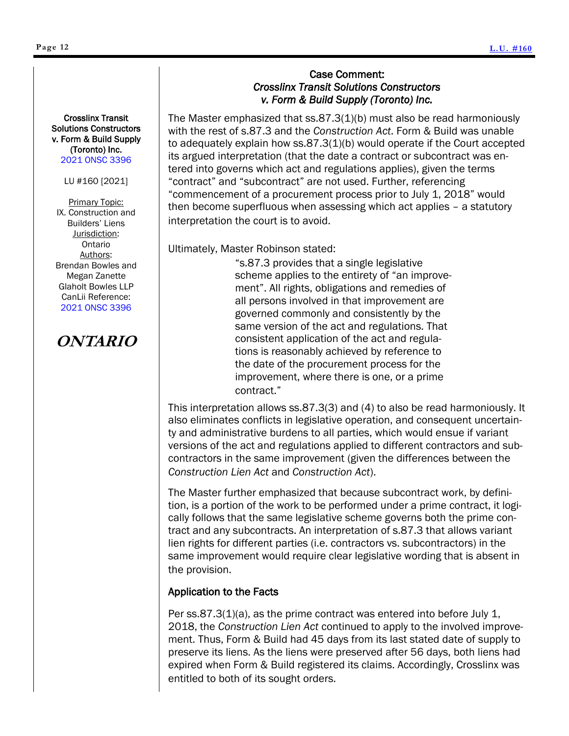**Crosslinx Transit Solutions Constructors v. Form & Build Supply (Toronto) Inc.**
2021 ONSC 3396

LU #160 [2021]

Primary Topic:
IX. Construction and Builders' Liens
Jurisdiction:
Ontario
Authors:
Brendan Bowles and Megan Zanette
Glaholt Bowles LLP
CanLii Reference:
2021 ONSC 3396

**ONTARIO**

## Case Comment: *Crosslinx Transit Solutions Constructors v. Form & Build Supply (Toronto) Inc.*

The Master emphasized that ss.87.3(1)(b) must also be read harmoniously with the rest of s.87.3 and the *Construction Act*. Form & Build was unable to adequately explain how ss.87.3(1)(b) would operate if the Court accepted its argued interpretation (that the date a contract or subcontract was entered into governs which act and regulations applies), given the terms "contract" and "subcontract" are not used. Further, referencing "commencement of a procurement process prior to July 1, 2018" would then become superfluous when assessing which act applies – a statutory interpretation the court is to avoid.

Ultimately, Master Robinson stated:

> "s.87.3 provides that a single legislative scheme applies to the entirety of "an improvement". All rights, obligations and remedies of all persons involved in that improvement are governed commonly and consistently by the same version of the act and regulations. That consistent application of the act and regulations is reasonably achieved by reference to the date of the procurement process for the improvement, where there is one, or a prime contract."

This interpretation allows ss.87.3(3) and (4) to also be read harmoniously. It also eliminates conflicts in legislative operation, and consequent uncertainty and administrative burdens to all parties, which would ensue if variant versions of the act and regulations applied to different contractors and subcontractors in the same improvement (given the differences between the *Construction Lien Act* and *Construction Act*).

The Master further emphasized that because subcontract work, by definition, is a portion of the work to be performed under a prime contract, it logically follows that the same legislative scheme governs both the prime contract and any subcontracts. An interpretation of s.87.3 that allows variant lien rights for different parties (i.e. contractors vs. subcontractors) in the same improvement would require clear legislative wording that is absent in the provision.

### Application to the Facts

Per ss.87.3(1)(a), as the prime contract was entered into before July 1, 2018, the *Construction Lien Act* continued to apply to the involved improvement. Thus, Form & Build had 45 days from its last stated date of supply to preserve its liens. As the liens were preserved after 56 days, both liens had expired when Form & Build registered its claims. Accordingly, Crosslinx was entitled to both of its sought orders.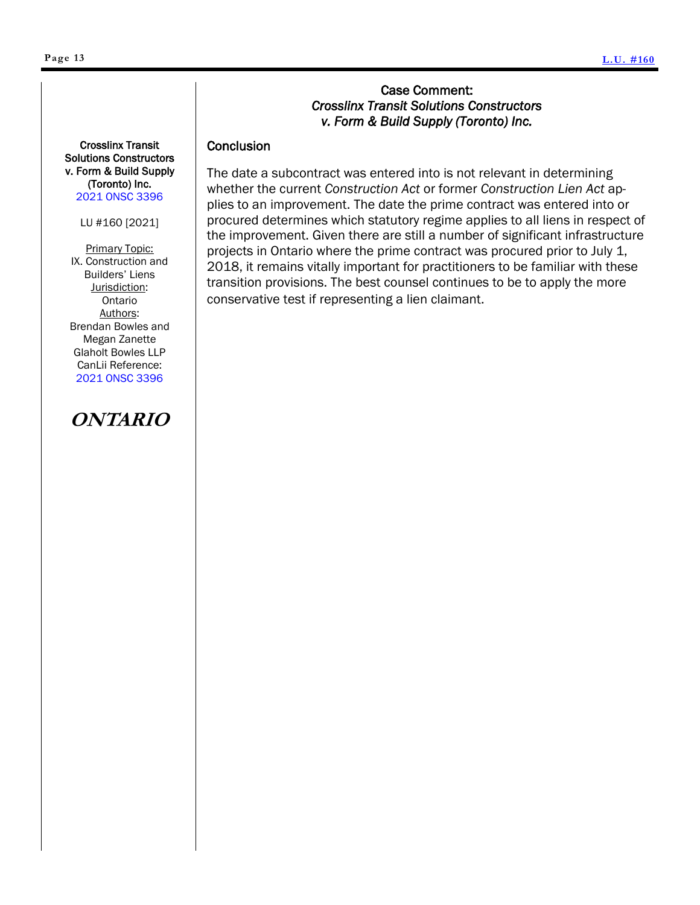## Case Comment: *Crosslinx Transit Solutions Constructors v. Form & Build Supply (Toronto) Inc.*

**Crosslinx Transit Solutions Constructors v. Form & Build Supply (Toronto) Inc.**
2021 ONSC 3396

LU #160 [2021]

Primary Topic:
IX. Construction and Builders' Liens

Jurisdiction:
Ontario

Authors:
Brendan Bowles and Megan Zanette
Glaholt Bowles LLP

CanLii Reference:
2021 ONSC 3396

**ONTARIO**

### Conclusion

The date a subcontract was entered into is not relevant in determining whether the current *Construction Act* or former *Construction Lien Act* applies to an improvement. The date the prime contract was entered into or procured determines which statutory regime applies to all liens in respect of the improvement. Given there are still a number of significant infrastructure projects in Ontario where the prime contract was procured prior to July 1, 2018, it remains vitally important for practitioners to be familiar with these transition provisions. The best counsel continues to be to apply the more conservative test if representing a lien claimant.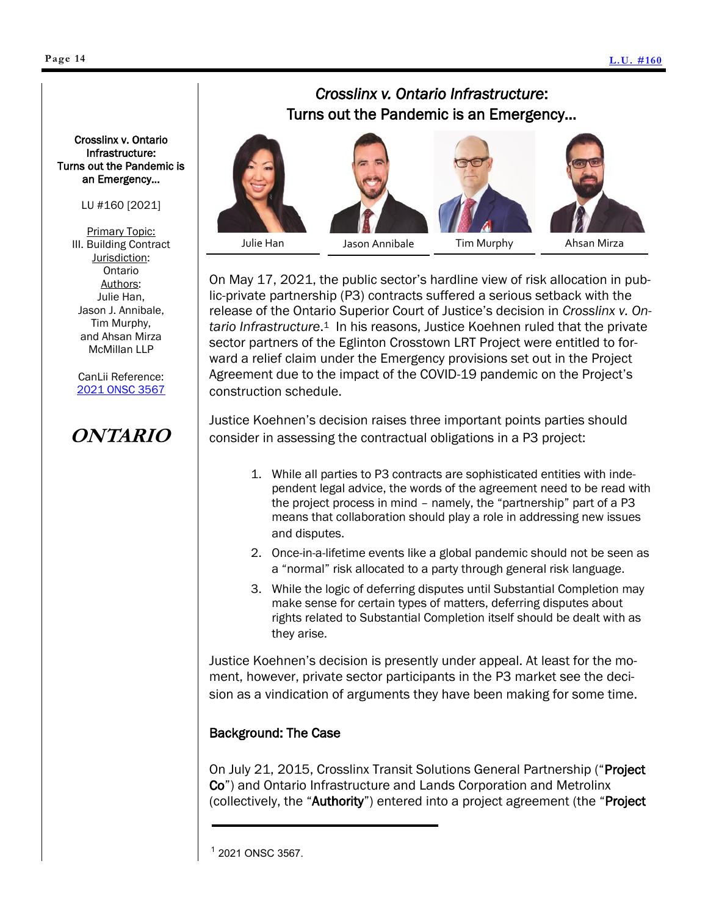# *Crosslinx v. Ontario Infrastructure*: Turns out the Pandemic is an Emergency…

**Crosslinx v. Ontario Infrastructure: Turns out the Pandemic is an Emergency…**

LU #160 [2021]

Primary Topic: III. Building Contract
Jurisdiction: Ontario
Authors: Julie Han, Jason J. Annibale, Tim Murphy, and Ahsan Mirza McMillan LLP

CanLii Reference: [2021 ONSC 3567]

***ONTARIO***

Julie Han | Jason Annibale | Tim Murphy | Ahsan Mirza

On May 17, 2021, the public sector's hardline view of risk allocation in public-private partnership (P3) contracts suffered a serious setback with the release of the Ontario Superior Court of Justice's decision in *Crosslinx v. Ontario Infrastructure*.[1] In his reasons, Justice Koehnen ruled that the private sector partners of the Eglinton Crosstown LRT Project were entitled to forward a relief claim under the Emergency provisions set out in the Project Agreement due to the impact of the COVID-19 pandemic on the Project's construction schedule.

Justice Koehnen's decision raises three important points parties should consider in assessing the contractual obligations in a P3 project:

1. While all parties to P3 contracts are sophisticated entities with independent legal advice, the words of the agreement need to be read with the project process in mind – namely, the "partnership" part of a P3 means that collaboration should play a role in addressing new issues and disputes.
2. Once-in-a-lifetime events like a global pandemic should not be seen as a "normal" risk allocated to a party through general risk language.
3. While the logic of deferring disputes until Substantial Completion may make sense for certain types of matters, deferring disputes about rights related to Substantial Completion itself should be dealt with as they arise.

Justice Koehnen's decision is presently under appeal. At least for the moment, however, private sector participants in the P3 market see the decision as a vindication of arguments they have been making for some time.

### Background: The Case

On July 21, 2015, Crosslinx Transit Solutions General Partnership ("**Project Co**") and Ontario Infrastructure and Lands Corporation and Metrolinx (collectively, the "**Authority**") entered into a project agreement (the "**Project**

---

[1] 2021 ONSC 3567.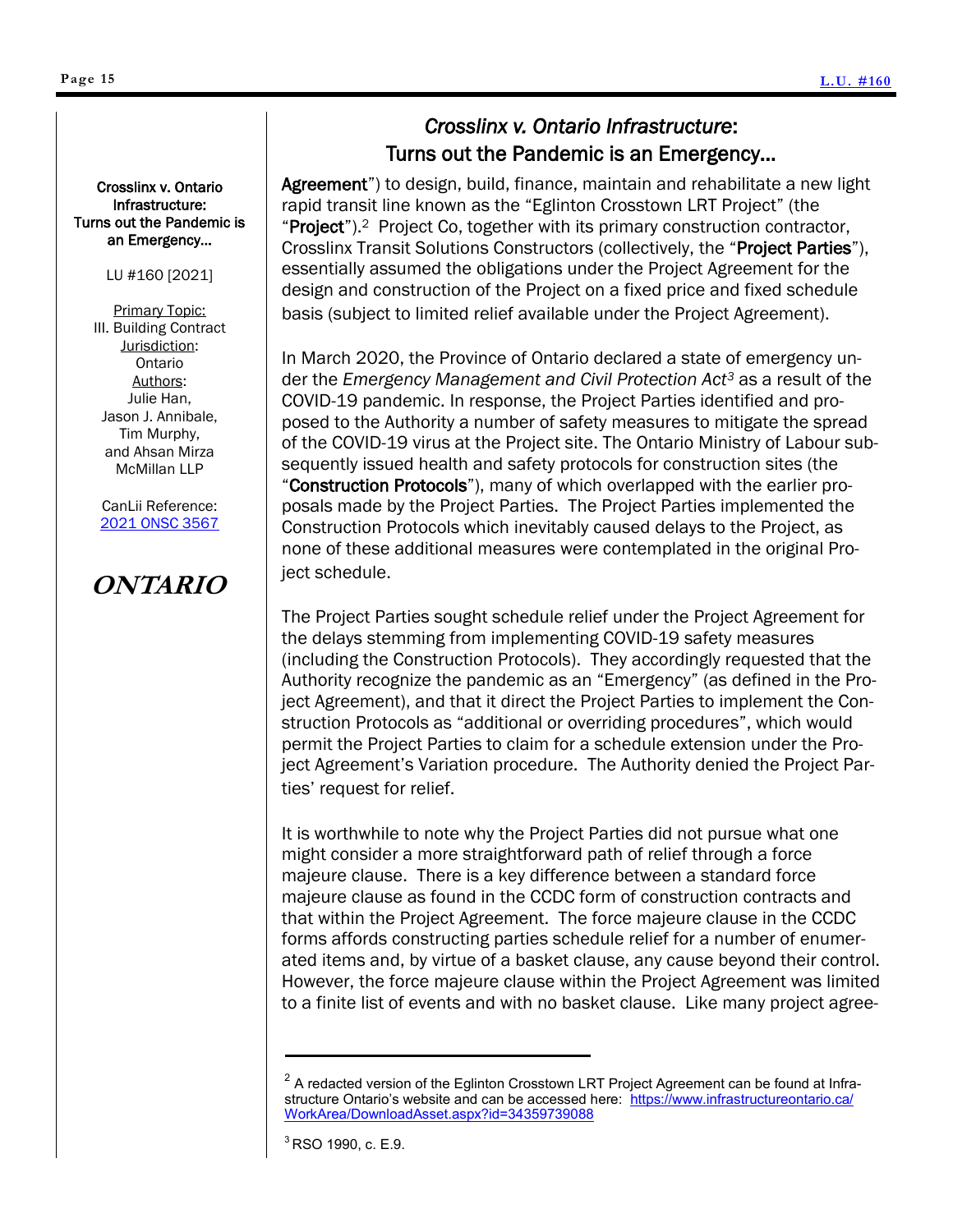## *Crosslinx v. Ontario Infrastructure*: Turns out the Pandemic is an Emergency…

**Crosslinx v. Ontario Infrastructure: Turns out the Pandemic is an Emergency…**

LU #160 [2021]

Primary Topic: III. Building Contract
Jurisdiction: Ontario
Authors: Julie Han, Jason J. Annibale, Tim Murphy, and Ahsan Mirza
McMillan LLP

CanLii Reference: [2021 ONSC 3567](2021 ONSC 3567)

**ONTARIO**

**Agreement**") to design, build, finance, maintain and rehabilitate a new light rapid transit line known as the "Eglinton Crosstown LRT Project" (the "**Project**").[2] Project Co, together with its primary construction contractor, Crosslinx Transit Solutions Constructors (collectively, the "**Project Parties**"), essentially assumed the obligations under the Project Agreement for the design and construction of the Project on a fixed price and fixed schedule basis (subject to limited relief available under the Project Agreement).

In March 2020, the Province of Ontario declared a state of emergency under the *Emergency Management and Civil Protection Act*[3] as a result of the COVID-19 pandemic. In response, the Project Parties identified and proposed to the Authority a number of safety measures to mitigate the spread of the COVID-19 virus at the Project site. The Ontario Ministry of Labour subsequently issued health and safety protocols for construction sites (the "**Construction Protocols**"), many of which overlapped with the earlier proposals made by the Project Parties. The Project Parties implemented the Construction Protocols which inevitably caused delays to the Project, as none of these additional measures were contemplated in the original Project schedule.

The Project Parties sought schedule relief under the Project Agreement for the delays stemming from implementing COVID-19 safety measures (including the Construction Protocols). They accordingly requested that the Authority recognize the pandemic as an "Emergency" (as defined in the Project Agreement), and that it direct the Project Parties to implement the Construction Protocols as "additional or overriding procedures", which would permit the Project Parties to claim for a schedule extension under the Project Agreement's Variation procedure. The Authority denied the Project Parties' request for relief.

It is worthwhile to note why the Project Parties did not pursue what one might consider a more straightforward path of relief through a force majeure clause. There is a key difference between a standard force majeure clause as found in the CCDC form of construction contracts and that within the Project Agreement. The force majeure clause in the CCDC forms affords constructing parties schedule relief for a number of enumerated items and, by virtue of a basket clause, any cause beyond their control. However, the force majeure clause within the Project Agreement was limited to a finite list of events and with no basket clause. Like many project agree-

---

[2] A redacted version of the Eglinton Crosstown LRT Project Agreement can be found at Infrastructure Ontario's website and can be accessed here: [https://www.infrastructureontario.ca/WorkArea/DownloadAsset.aspx?id=34359739088](https://www.infrastructureontario.ca/WorkArea/DownloadAsset.aspx?id=34359739088)

[3] RSO 1990, c. E.9.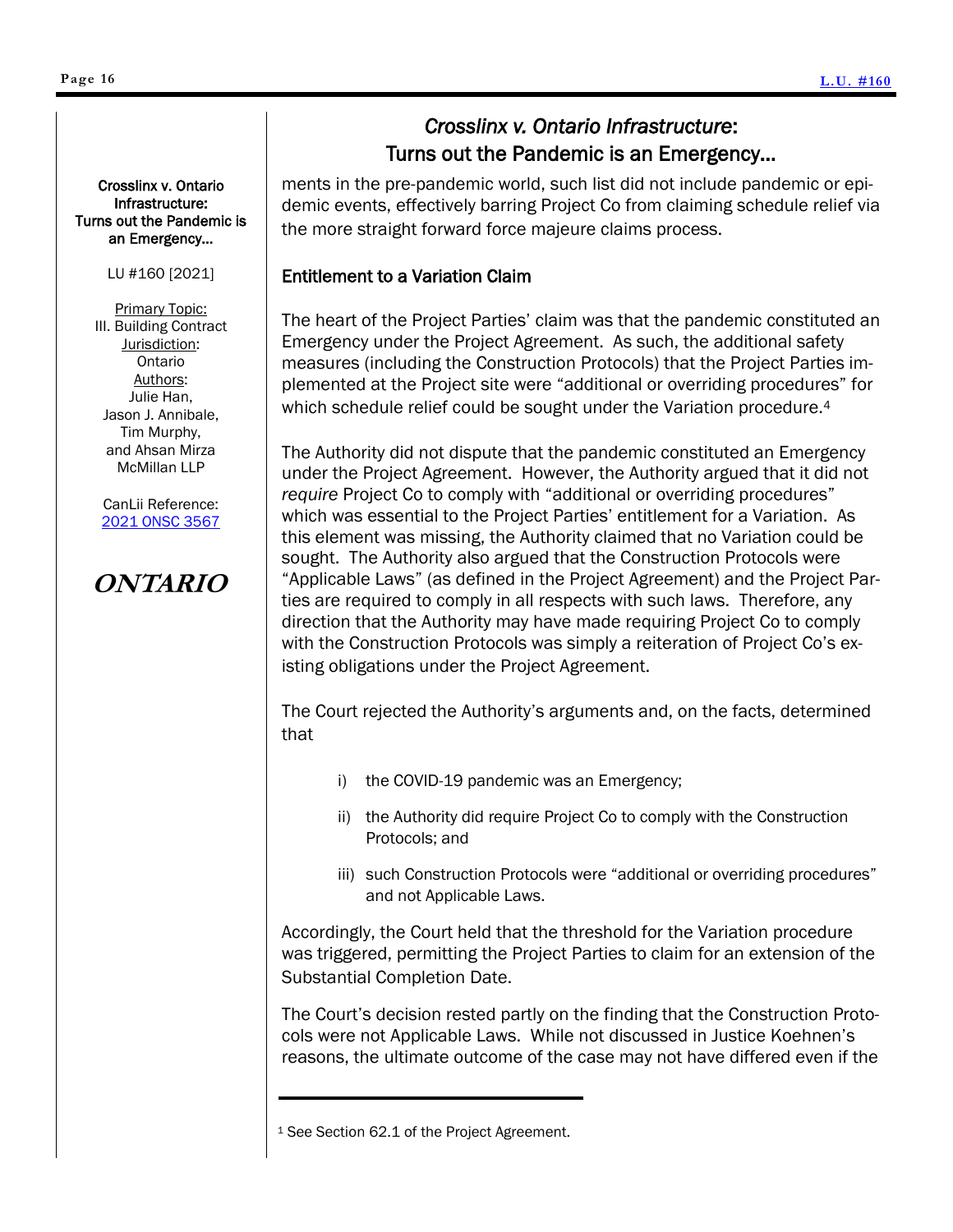Crosslinx v. Ontario Infrastructure: Turns out the Pandemic is an Emergency...

LU #160 [2021]

Primary Topic: III. Building Contract
Jurisdiction: Ontario
Authors: Julie Han, Jason J. Annibale, Tim Murphy, and Ahsan Mirza
McMillan LLP

CanLii Reference: 2021 ONSC 3567

**ONTARIO**

## *Crosslinx v. Ontario Infrastructure*: Turns out the Pandemic is an Emergency...

ments in the pre-pandemic world, such list did not include pandemic or epidemic events, effectively barring Project Co from claiming schedule relief via the more straight forward force majeure claims process.

### Entitlement to a Variation Claim

The heart of the Project Parties' claim was that the pandemic constituted an Emergency under the Project Agreement. As such, the additional safety measures (including the Construction Protocols) that the Project Parties implemented at the Project site were "additional or overriding procedures" for which schedule relief could be sought under the Variation procedure.[4]

The Authority did not dispute that the pandemic constituted an Emergency under the Project Agreement. However, the Authority argued that it did not *require* Project Co to comply with "additional or overriding procedures" which was essential to the Project Parties' entitlement for a Variation. As this element was missing, the Authority claimed that no Variation could be sought. The Authority also argued that the Construction Protocols were "Applicable Laws" (as defined in the Project Agreement) and the Project Parties are required to comply in all respects with such laws. Therefore, any direction that the Authority may have made requiring Project Co to comply with the Construction Protocols was simply a reiteration of Project Co's existing obligations under the Project Agreement.

The Court rejected the Authority's arguments and, on the facts, determined that

i) the COVID-19 pandemic was an Emergency;

ii) the Authority did require Project Co to comply with the Construction Protocols; and

iii) such Construction Protocols were "additional or overriding procedures" and not Applicable Laws.

Accordingly, the Court held that the threshold for the Variation procedure was triggered, permitting the Project Parties to claim for an extension of the Substantial Completion Date.

The Court's decision rested partly on the finding that the Construction Protocols were not Applicable Laws. While not discussed in Justice Koehnen's reasons, the ultimate outcome of the case may not have differed even if the

---

[1] See Section 62.1 of the Project Agreement.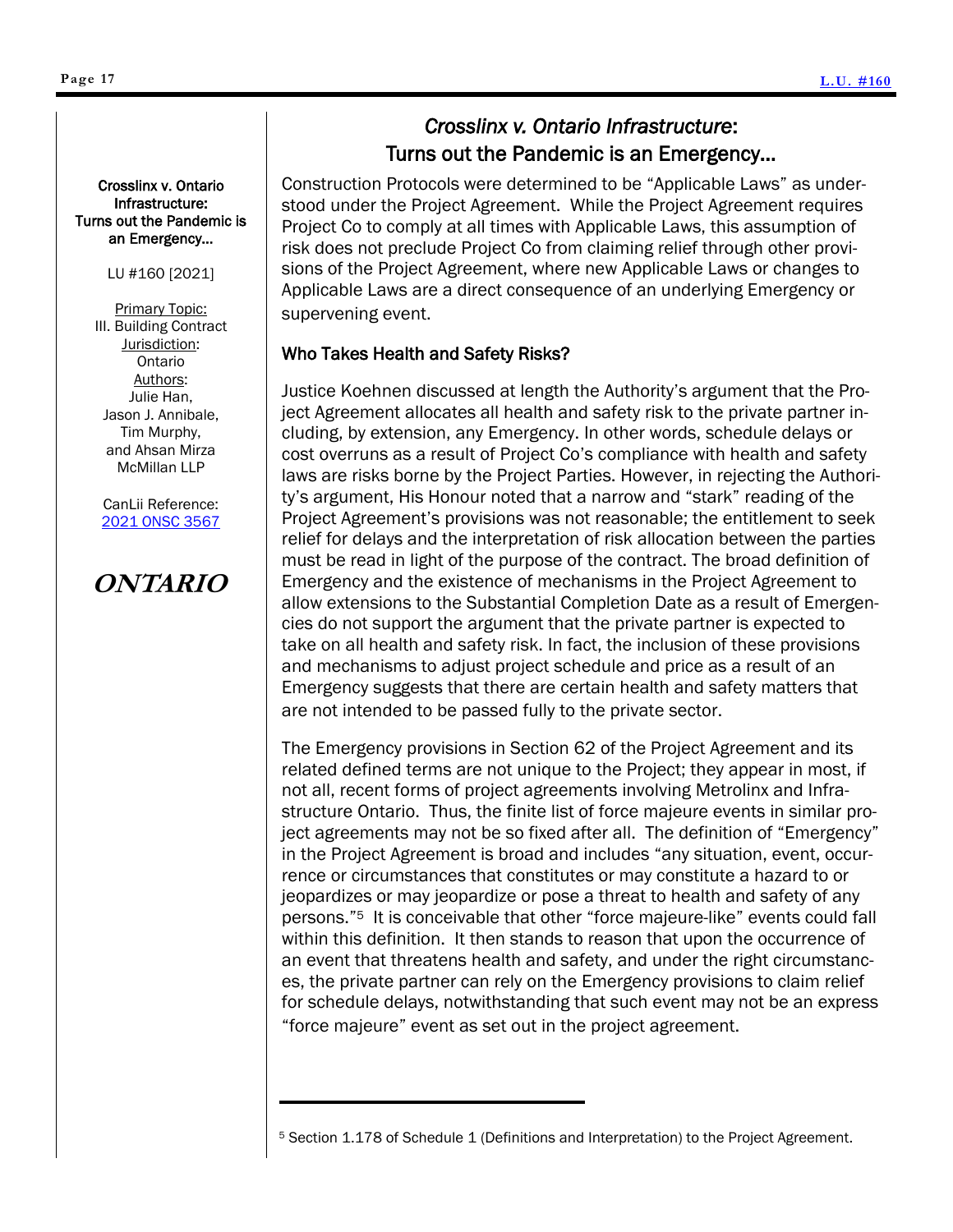Crosslinx v. Ontario Infrastructure: Turns out the Pandemic is an Emergency...

LU #160 [2021]

Primary Topic: III. Building Contract
Jurisdiction: Ontario
Authors: Julie Han, Jason J. Annibale, Tim Murphy, and Ahsan Mirza
McMillan LLP

CanLii Reference: 2021 ONSC 3567

**ONTARIO**

## *Crosslinx v. Ontario Infrastructure*: Turns out the Pandemic is an Emergency...

Construction Protocols were determined to be "Applicable Laws" as understood under the Project Agreement. While the Project Agreement requires Project Co to comply at all times with Applicable Laws, this assumption of risk does not preclude Project Co from claiming relief through other provisions of the Project Agreement, where new Applicable Laws or changes to Applicable Laws are a direct consequence of an underlying Emergency or supervening event.

### Who Takes Health and Safety Risks?

Justice Koehnen discussed at length the Authority's argument that the Project Agreement allocates all health and safety risk to the private partner including, by extension, any Emergency. In other words, schedule delays or cost overruns as a result of Project Co's compliance with health and safety laws are risks borne by the Project Parties. However, in rejecting the Authority's argument, His Honour noted that a narrow and "stark" reading of the Project Agreement's provisions was not reasonable; the entitlement to seek relief for delays and the interpretation of risk allocation between the parties must be read in light of the purpose of the contract. The broad definition of Emergency and the existence of mechanisms in the Project Agreement to allow extensions to the Substantial Completion Date as a result of Emergencies do not support the argument that the private partner is expected to take on all health and safety risk. In fact, the inclusion of these provisions and mechanisms to adjust project schedule and price as a result of an Emergency suggests that there are certain health and safety matters that are not intended to be passed fully to the private sector.

The Emergency provisions in Section 62 of the Project Agreement and its related defined terms are not unique to the Project; they appear in most, if not all, recent forms of project agreements involving Metrolinx and Infrastructure Ontario. Thus, the finite list of force majeure events in similar project agreements may not be so fixed after all. The definition of "Emergency" in the Project Agreement is broad and includes "any situation, event, occurrence or circumstances that constitutes or may constitute a hazard to or jeopardizes or may jeopardize or pose a threat to health and safety of any persons."[5] It is conceivable that other "force majeure-like" events could fall within this definition. It then stands to reason that upon the occurrence of an event that threatens health and safety, and under the right circumstances, the private partner can rely on the Emergency provisions to claim relief for schedule delays, notwithstanding that such event may not be an express "force majeure" event as set out in the project agreement.

---

[5] Section 1.178 of Schedule 1 (Definitions and Interpretation) to the Project Agreement.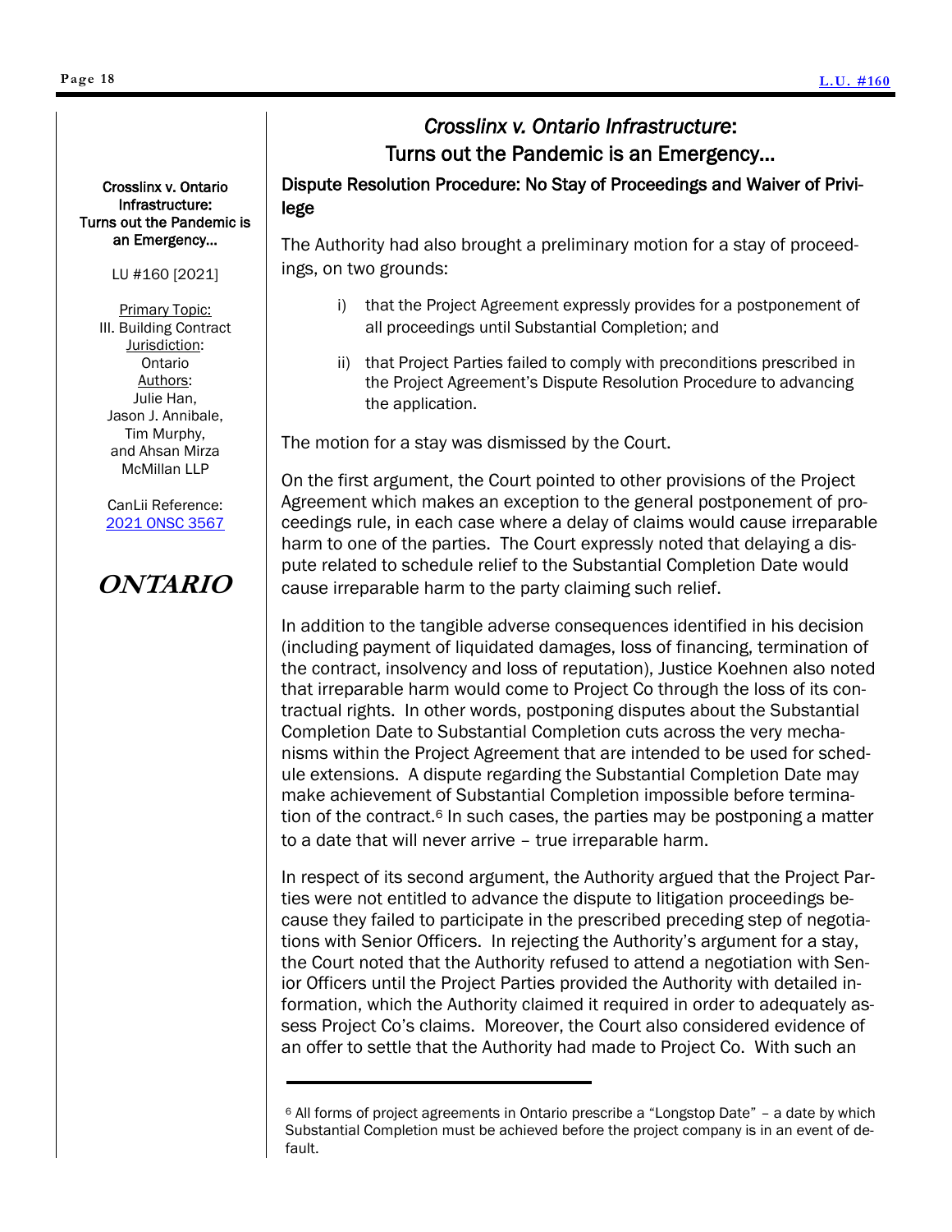Crosslinx v. Ontario Infrastructure: Turns out the Pandemic is an Emergency…

LU #160 [2021]

Primary Topic: III. Building Contract
Jurisdiction: Ontario
Authors: Julie Han, Jason J. Annibale, Tim Murphy, and Ahsan Mirza McMillan LLP

CanLii Reference: 2021 ONSC 3567

**ONTARIO**

## *Crosslinx v. Ontario Infrastructure*: Turns out the Pandemic is an Emergency…

### Dispute Resolution Procedure: No Stay of Proceedings and Waiver of Privilege

The Authority had also brought a preliminary motion for a stay of proceedings, on two grounds:

i) that the Project Agreement expressly provides for a postponement of all proceedings until Substantial Completion; and

ii) that Project Parties failed to comply with preconditions prescribed in the Project Agreement's Dispute Resolution Procedure to advancing the application.

The motion for a stay was dismissed by the Court.

On the first argument, the Court pointed to other provisions of the Project Agreement which makes an exception to the general postponement of proceedings rule, in each case where a delay of claims would cause irreparable harm to one of the parties. The Court expressly noted that delaying a dispute related to schedule relief to the Substantial Completion Date would cause irreparable harm to the party claiming such relief.

In addition to the tangible adverse consequences identified in his decision (including payment of liquidated damages, loss of financing, termination of the contract, insolvency and loss of reputation), Justice Koehnen also noted that irreparable harm would come to Project Co through the loss of its contractual rights. In other words, postponing disputes about the Substantial Completion Date to Substantial Completion cuts across the very mechanisms within the Project Agreement that are intended to be used for schedule extensions. A dispute regarding the Substantial Completion Date may make achievement of Substantial Completion impossible before termination of the contract.[6] In such cases, the parties may be postponing a matter to a date that will never arrive – true irreparable harm.

In respect of its second argument, the Authority argued that the Project Parties were not entitled to advance the dispute to litigation proceedings because they failed to participate in the prescribed preceding step of negotiations with Senior Officers. In rejecting the Authority's argument for a stay, the Court noted that the Authority refused to attend a negotiation with Senior Officers until the Project Parties provided the Authority with detailed information, which the Authority claimed it required in order to adequately assess Project Co's claims. Moreover, the Court also considered evidence of an offer to settle that the Authority had made to Project Co. With such an

---

[6] All forms of project agreements in Ontario prescribe a "Longstop Date" – a date by which Substantial Completion must be achieved before the project company is in an event of default.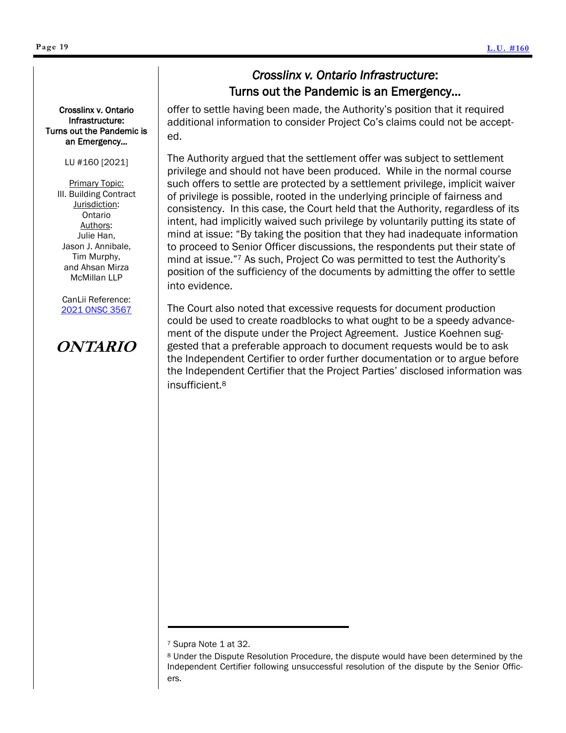## *Crosslinx v. Ontario Infrastructure*: Turns out the Pandemic is an Emergency…

**Crosslinx v. Ontario Infrastructure: Turns out the Pandemic is an Emergency…**

LU #160 [2021]

Primary Topic:
III. Building Contract
Jurisdiction:
Ontario
Authors:
Julie Han,
Jason J. Annibale,
Tim Murphy,
and Ahsan Mirza
McMillan LLP

CanLii Reference:
[2021 ONSC 3567](2021 ONSC 3567)

**ONTARIO**

offer to settle having been made, the Authority's position that it required additional information to consider Project Co's claims could not be accepted.

The Authority argued that the settlement offer was subject to settlement privilege and should not have been produced. While in the normal course such offers to settle are protected by a settlement privilege, implicit waiver of privilege is possible, rooted in the underlying principle of fairness and consistency. In this case, the Court held that the Authority, regardless of its intent, had implicitly waived such privilege by voluntarily putting its state of mind at issue: "By taking the position that they had inadequate information to proceed to Senior Officer discussions, the respondents put their state of mind at issue."[7] As such, Project Co was permitted to test the Authority's position of the sufficiency of the documents by admitting the offer to settle into evidence.

The Court also noted that excessive requests for document production could be used to create roadblocks to what ought to be a speedy advancement of the dispute under the Project Agreement. Justice Koehnen suggested that a preferable approach to document requests would be to ask the Independent Certifier to order further documentation or to argue before the Independent Certifier that the Project Parties' disclosed information was insufficient.[8]

---

[7] Supra Note 1 at 32.

[8] Under the Dispute Resolution Procedure, the dispute would have been determined by the Independent Certifier following unsuccessful resolution of the dispute by the Senior Officers.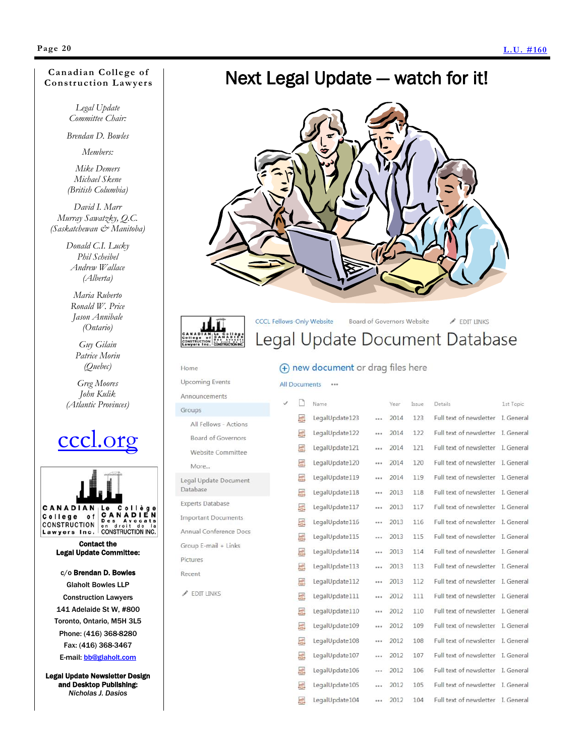**Canadian College of Construction Lawyers**

*Legal Update Committee Chair:*

*Brendan D. Bowles*

*Members:*

*Mike Demers*
*Michael Skene*
*(British Columbia)*

*David I. Marr*
*Murray Sawatzky, Q.C.*
*(Saskatchewan & Manitoba)*

*Donald C.I. Lucky*
*Phil Scheibel*
*Andrew Wallace*
*(Alberta)*

*Maria Ruberto*
*Ronald W. Price*
*Jason Annibale*
*(Ontario)*

*Guy Gilain*
*Patrice Morin*
*(Quebec)*

*Greg Moores*
*John Kulik*
*(Atlantic Provinces)*

cccl.org

CANADIAN College of CONSTRUCTION Lawyers Inc. / Le Collège CANADIEN Des Avocats en droit de la CONSTRUCTION INC.

**Contact the Legal Update Committee:**

c/o **Brendan D. Bowles**
Glaholt Bowles LLP
Construction Lawyers
141 Adelaide St W, #800
Toronto, Ontario, M5H 3L5
Phone: (416) 368-8280
Fax: (416) 368-3467
E-mail: bb@glaholt.com

**Legal Update Newsletter Design and Desktop Publishing:**
*Nicholas J. Dasios*

# Next Legal Update — watch for it!

CCCL Fellows-Only Website    Board of Governors Website    EDIT LINKS

## Legal Update Document Database

Home
Upcoming Events
Announcements
Groups
All Fellows - Actions
Board of Governors
Website Committee
More...
Legal Update Document Database
Experts Database
Important Documents
Annual Conference Docs
Group E-mail + Links
Pictures
Recent
EDIT LINKS

new document or drag files here

All Documents

| Name | Year | Issue | Details | 1st Topic |
|---|---|---|---|---|
| LegalUpdate123 | 2014 | 123 | Full text of newsletter | I. General |
| LegalUpdate122 | 2014 | 122 | Full text of newsletter | I. General |
| LegalUpdate121 | 2014 | 121 | Full text of newsletter | I. General |
| LegalUpdate120 | 2014 | 120 | Full text of newsletter | I. General |
| LegalUpdate119 | 2014 | 119 | Full text of newsletter | I. General |
| LegalUpdate118 | 2013 | 118 | Full text of newsletter | I. General |
| LegalUpdate117 | 2013 | 117 | Full text of newsletter | I. General |
| LegalUpdate116 | 2013 | 116 | Full text of newsletter | I. General |
| LegalUpdate115 | 2013 | 115 | Full text of newsletter | I. General |
| LegalUpdate114 | 2013 | 114 | Full text of newsletter | I. General |
| LegalUpdate113 | 2013 | 113 | Full text of newsletter | I. General |
| LegalUpdate112 | 2013 | 112 | Full text of newsletter | I. General |
| LegalUpdate111 | 2012 | 111 | Full text of newsletter | I. General |
| LegalUpdate110 | 2012 | 110 | Full text of newsletter | I. General |
| LegalUpdate109 | 2012 | 109 | Full text of newsletter | I. General |
| LegalUpdate108 | 2012 | 108 | Full text of newsletter | I. General |
| LegalUpdate107 | 2012 | 107 | Full text of newsletter | I. General |
| LegalUpdate106 | 2012 | 106 | Full text of newsletter | I. General |
| LegalUpdate105 | 2012 | 105 | Full text of newsletter | I. General |
| LegalUpdate104 | 2012 | 104 | Full text of newsletter | I. General |